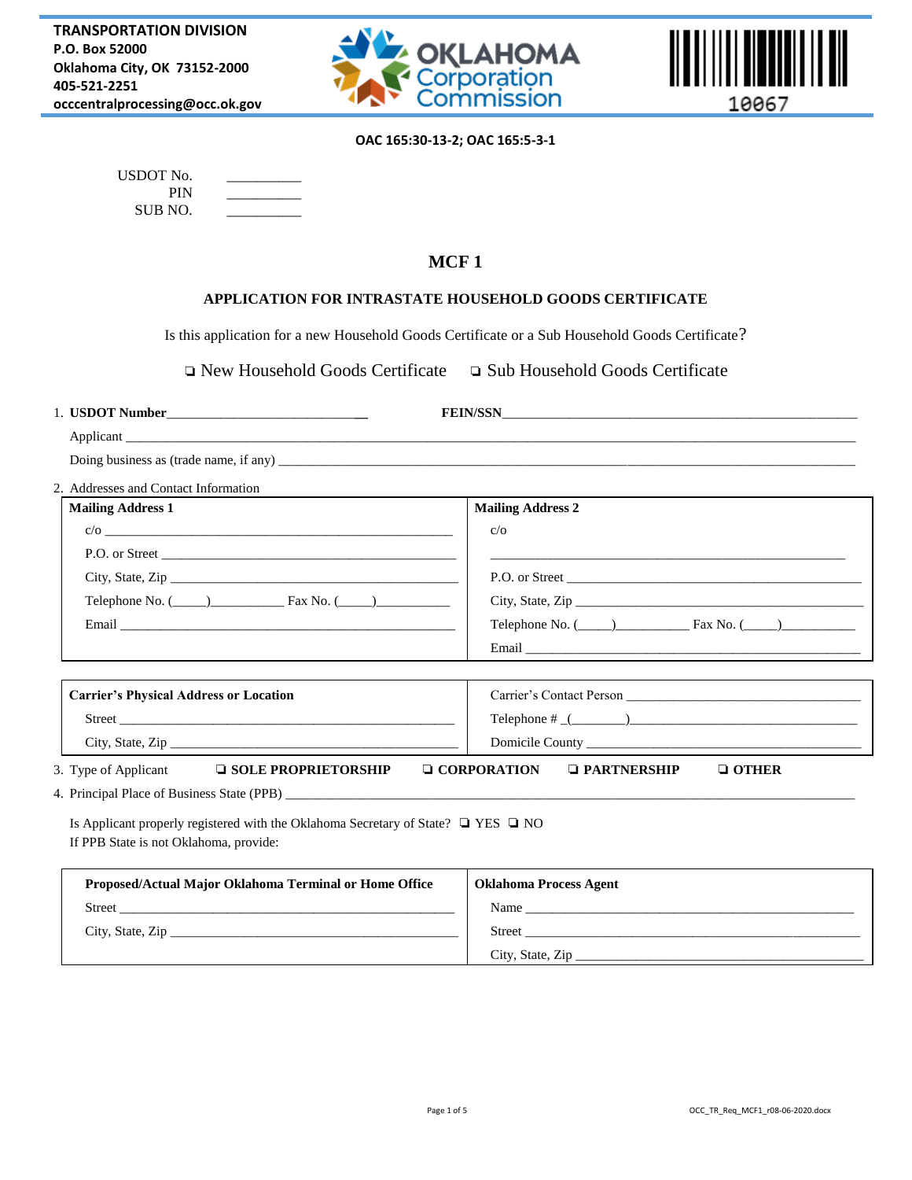**TRANSPORTATION DIVISION**
**P.O. Box 52000**
**Oklahoma City, OK 73152-2000**
**405-521-2251**
**occcentralprocessing@occ.ok.gov**

OKLAHOMA Corporation Commission

10067

**OAC 165:30-13-2; OAC 165:5-3-1**

USDOT No. __________
PIN __________
SUB NO. __________

# MCF 1

## APPLICATION FOR INTRASTATE HOUSEHOLD GOODS CERTIFICATE

Is this application for a new Household Goods Certificate or a Sub Household Goods Certificate?

❑ New Household Goods Certificate ❑ Sub Household Goods Certificate

1. **USDOT Number**_____________________________ **FEIN/SSN**___________________________________________________

   Applicant ____________________________________________________________________________________________

   Doing business as (trade name, if any) ___________________________________________________________________

2. Addresses and Contact Information

| **Mailing Address 1** | **Mailing Address 2** |
|---|---|
| c/o ______________________________________ | c/o ______________________________________ |
| P.O. or Street ______________________________ | P.O. or Street ______________________________ |
| City, State, Zip _____________________________ | City, State, Zip _____________________________ |
| Telephone No. (____)__________ Fax No. (____)__________ | Telephone No. (____)__________ Fax No. (____)__________ |
| Email ____________________________________ | Email ____________________________________ |

| **Carrier's Physical Address or Location** | |
|---|---|
| Street ____________________________________ | Carrier's Contact Person ______________________ |
| City, State, Zip _____________________________ | Telephone # _(_______)_______________________ |
| | Domicile County ____________________________ |

3. Type of Applicant ❑ **SOLE PROPRIETORSHIP** ❑ **CORPORATION** ❑ **PARTNERSHIP** ❑ **OTHER**

4. Principal Place of Business State (PPB) ______________________________________________________________

   Is Applicant properly registered with the Oklahoma Secretary of State? ❑ YES ❑ NO
   If PPB State is not Oklahoma, provide:

| **Proposed/Actual Major Oklahoma Terminal or Home Office** | **Oklahoma Process Agent** |
|---|---|
| Street ____________________________________ | Name ____________________________________ |
| City, State, Zip _____________________________ | Street ____________________________________ |
| | City, State, Zip _____________________________ |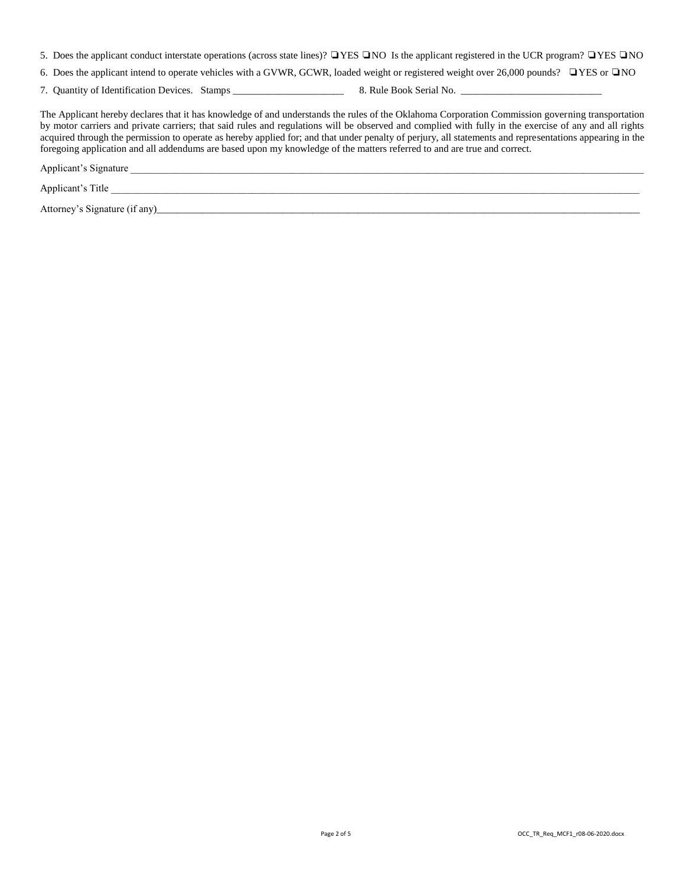5. Does the applicant conduct interstate operations (across state lines)? ❑YES ❑NO Is the applicant registered in the UCR program? ❑YES ❑NO

6. Does the applicant intend to operate vehicles with a GVWR, GCWR, loaded weight or registered weight over 26,000 pounds? ❑YES or ❑NO

7. Quantity of Identification Devices. Stamps ______________________ 8. Rule Book Serial No. ____________________________

The Applicant hereby declares that it has knowledge of and understands the rules of the Oklahoma Corporation Commission governing transportation by motor carriers and private carriers; that said rules and regulations will be observed and complied with fully in the exercise of any and all rights acquired through the permission to operate as hereby applied for; and that under penalty of perjury, all statements and representations appearing in the foregoing application and all addendums are based upon my knowledge of the matters referred to and are true and correct.

Applicant's Signature ______________________________________________________________________________________________

Applicant's Title _________________________________________________________________________________________________

Attorney's Signature (if any)_________________________________________________________________________________________

OCC_TR_Req_MCF1_r08-06-2020.docx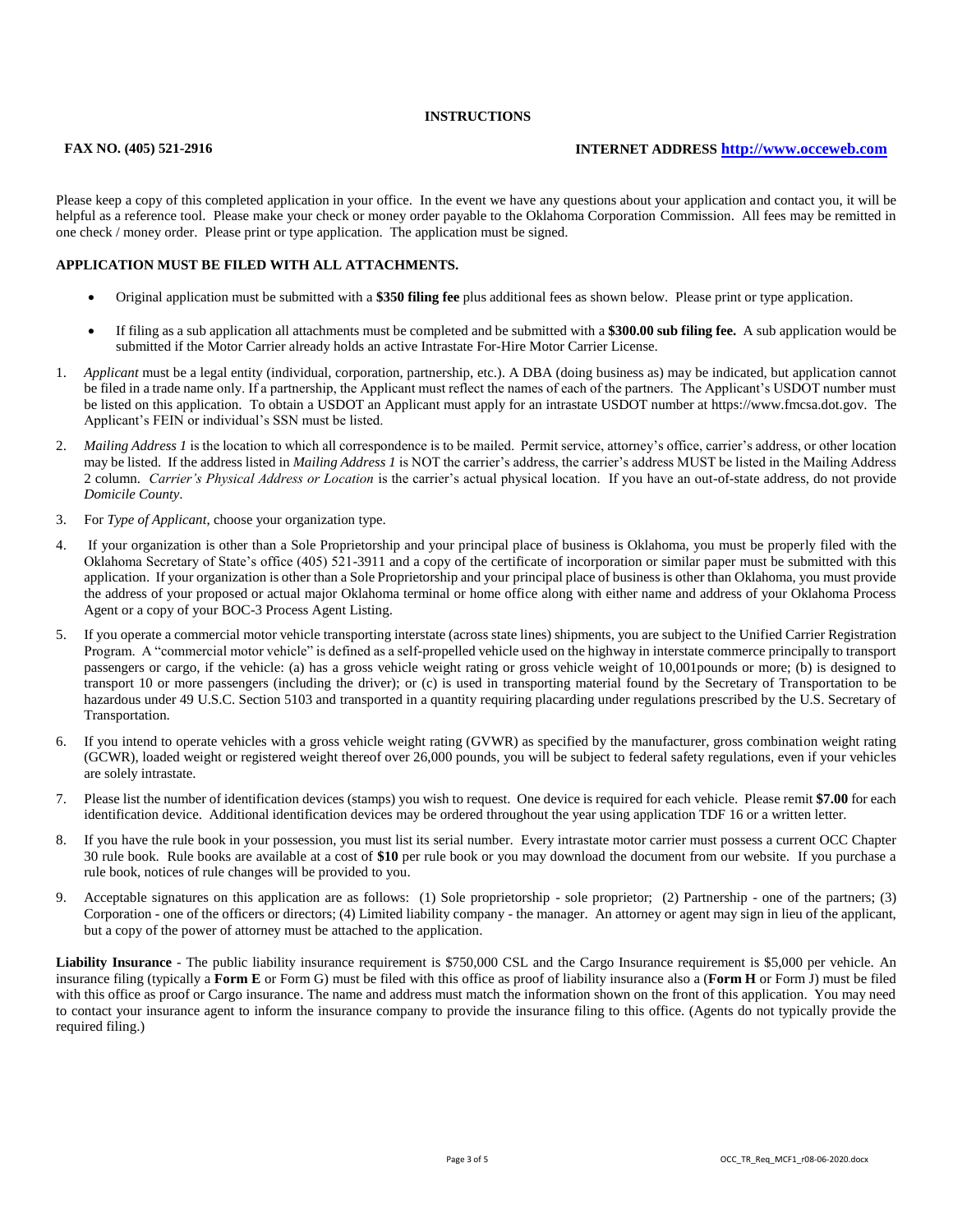# INSTRUCTIONS

**FAX NO. (405) 521-2916** **INTERNET ADDRESS [http://www.occeweb.com](http://www.occeweb.com)**

Please keep a copy of this completed application in your office. In the event we have any questions about your application and contact you, it will be helpful as a reference tool. Please make your check or money order payable to the Oklahoma Corporation Commission. All fees may be remitted in one check / money order. Please print or type application. The application must be signed.

**APPLICATION MUST BE FILED WITH ALL ATTACHMENTS.**

- Original application must be submitted with a **$350 filing fee** plus additional fees as shown below. Please print or type application.
- If filing as a sub application all attachments must be completed and be submitted with a **$300.00 sub filing fee.** A sub application would be submitted if the Motor Carrier already holds an active Intrastate For-Hire Motor Carrier License.

1. *Applicant* must be a legal entity (individual, corporation, partnership, etc.). A DBA (doing business as) may be indicated, but application cannot be filed in a trade name only. If a partnership, the Applicant must reflect the names of each of the partners. The Applicant's USDOT number must be listed on this application. To obtain a USDOT an Applicant must apply for an intrastate USDOT number at https://www.fmcsa.dot.gov. The Applicant's FEIN or individual's SSN must be listed.
2. *Mailing Address 1* is the location to which all correspondence is to be mailed. Permit service, attorney's office, carrier's address, or other location may be listed. If the address listed in *Mailing Address 1* is NOT the carrier's address, the carrier's address MUST be listed in the Mailing Address 2 column. *Carrier's Physical Address or Location* is the carrier's actual physical location. If you have an out-of-state address, do not provide *Domicile County*.
3. For *Type of Applicant*, choose your organization type.
4. If your organization is other than a Sole Proprietorship and your principal place of business is Oklahoma, you must be properly filed with the Oklahoma Secretary of State's office (405) 521-3911 and a copy of the certificate of incorporation or similar paper must be submitted with this application. If your organization is other than a Sole Proprietorship and your principal place of business is other than Oklahoma, you must provide the address of your proposed or actual major Oklahoma terminal or home office along with either name and address of your Oklahoma Process Agent or a copy of your BOC-3 Process Agent Listing.
5. If you operate a commercial motor vehicle transporting interstate (across state lines) shipments, you are subject to the Unified Carrier Registration Program. A "commercial motor vehicle" is defined as a self-propelled vehicle used on the highway in interstate commerce principally to transport passengers or cargo, if the vehicle: (a) has a gross vehicle weight rating or gross vehicle weight of 10,001pounds or more; (b) is designed to transport 10 or more passengers (including the driver); or (c) is used in transporting material found by the Secretary of Transportation to be hazardous under 49 U.S.C. Section 5103 and transported in a quantity requiring placarding under regulations prescribed by the U.S. Secretary of Transportation.
6. If you intend to operate vehicles with a gross vehicle weight rating (GVWR) as specified by the manufacturer, gross combination weight rating (GCWR), loaded weight or registered weight thereof over 26,000 pounds, you will be subject to federal safety regulations, even if your vehicles are solely intrastate.
7. Please list the number of identification devices (stamps) you wish to request. One device is required for each vehicle. Please remit **$7.00** for each identification device. Additional identification devices may be ordered throughout the year using application TDF 16 or a written letter.
8. If you have the rule book in your possession, you must list its serial number. Every intrastate motor carrier must possess a current OCC Chapter 30 rule book. Rule books are available at a cost of **$10** per rule book or you may download the document from our website. If you purchase a rule book, notices of rule changes will be provided to you.
9. Acceptable signatures on this application are as follows: (1) Sole proprietorship - sole proprietor; (2) Partnership - one of the partners; (3) Corporation - one of the officers or directors; (4) Limited liability company - the manager. An attorney or agent may sign in lieu of the applicant, but a copy of the power of attorney must be attached to the application.

**Liability Insurance** - The public liability insurance requirement is $750,000 CSL and the Cargo Insurance requirement is $5,000 per vehicle. An insurance filing (typically a **Form E** or Form G) must be filed with this office as proof of liability insurance also a (**Form H** or Form J) must be filed with this office as proof or Cargo insurance. The name and address must match the information shown on the front of this application. You may need to contact your insurance agent to inform the insurance company to provide the insurance filing to this office. (Agents do not typically provide the required filing.)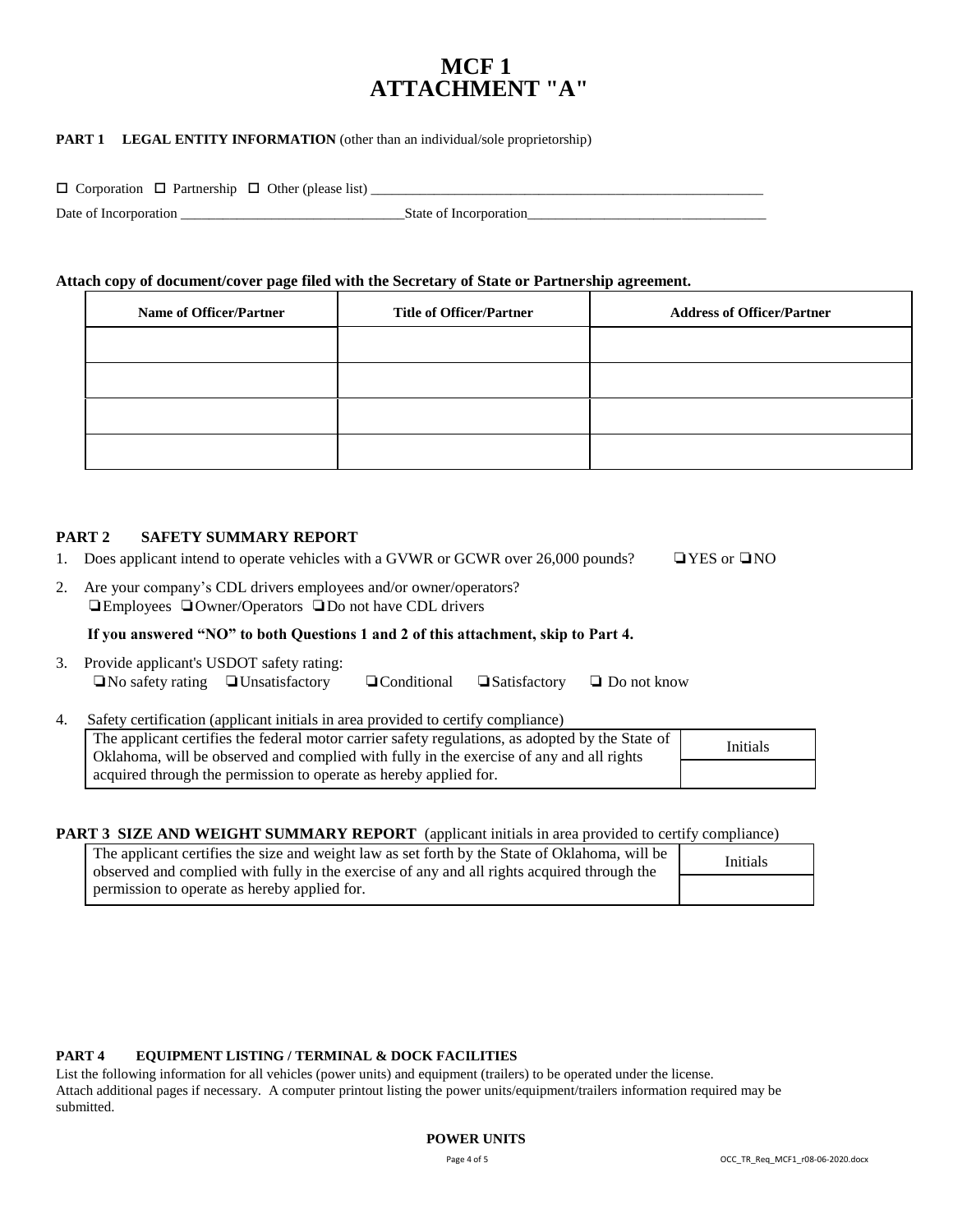# MCF 1
# ATTACHMENT "A"

**PART 1 LEGAL ENTITY INFORMATION** (other than an individual/sole proprietorship)

☐ Corporation ☐ Partnership ☐ Other (please list) ____________________________________________________________

Date of Incorporation ________________________________State of Incorporation__________________________________

**Attach copy of document/cover page filed with the Secretary of State or Partnership agreement.**

| Name of Officer/Partner | Title of Officer/Partner | Address of Officer/Partner |
|---|---|---|
| | | |
| | | |
| | | |
| | | |

**PART 2 SAFETY SUMMARY REPORT**

1. Does applicant intend to operate vehicles with a GVWR or GCWR over 26,000 pounds? ❑YES or ❑NO
2. Are your company's CDL drivers employees and/or owner/operators?
   ❑Employees ❑Owner/Operators ❑Do not have CDL drivers

   **If you answered "NO" to both Questions 1 and 2 of this attachment, skip to Part 4.**

3. Provide applicant's USDOT safety rating:
   ❑No safety rating ❑Unsatisfactory ❑Conditional ❑Satisfactory ❑ Do not know
4. Safety certification (applicant initials in area provided to certify compliance)

| The applicant certifies the federal motor carrier safety regulations, as adopted by the State of Oklahoma, will be observed and complied with fully in the exercise of any and all rights acquired through the permission to operate as hereby applied for. | Initials |
|---|---|
| | |

**PART 3 SIZE AND WEIGHT SUMMARY REPORT** (applicant initials in area provided to certify compliance)

| The applicant certifies the size and weight law as set forth by the State of Oklahoma, will be observed and complied with fully in the exercise of any and all rights acquired through the permission to operate as hereby applied for. | Initials |
|---|---|
| | |

**PART 4 EQUIPMENT LISTING / TERMINAL & DOCK FACILITIES**

List the following information for all vehicles (power units) and equipment (trailers) to be operated under the license. Attach additional pages if necessary. A computer printout listing the power units/equipment/trailers information required may be submitted.

**POWER UNITS**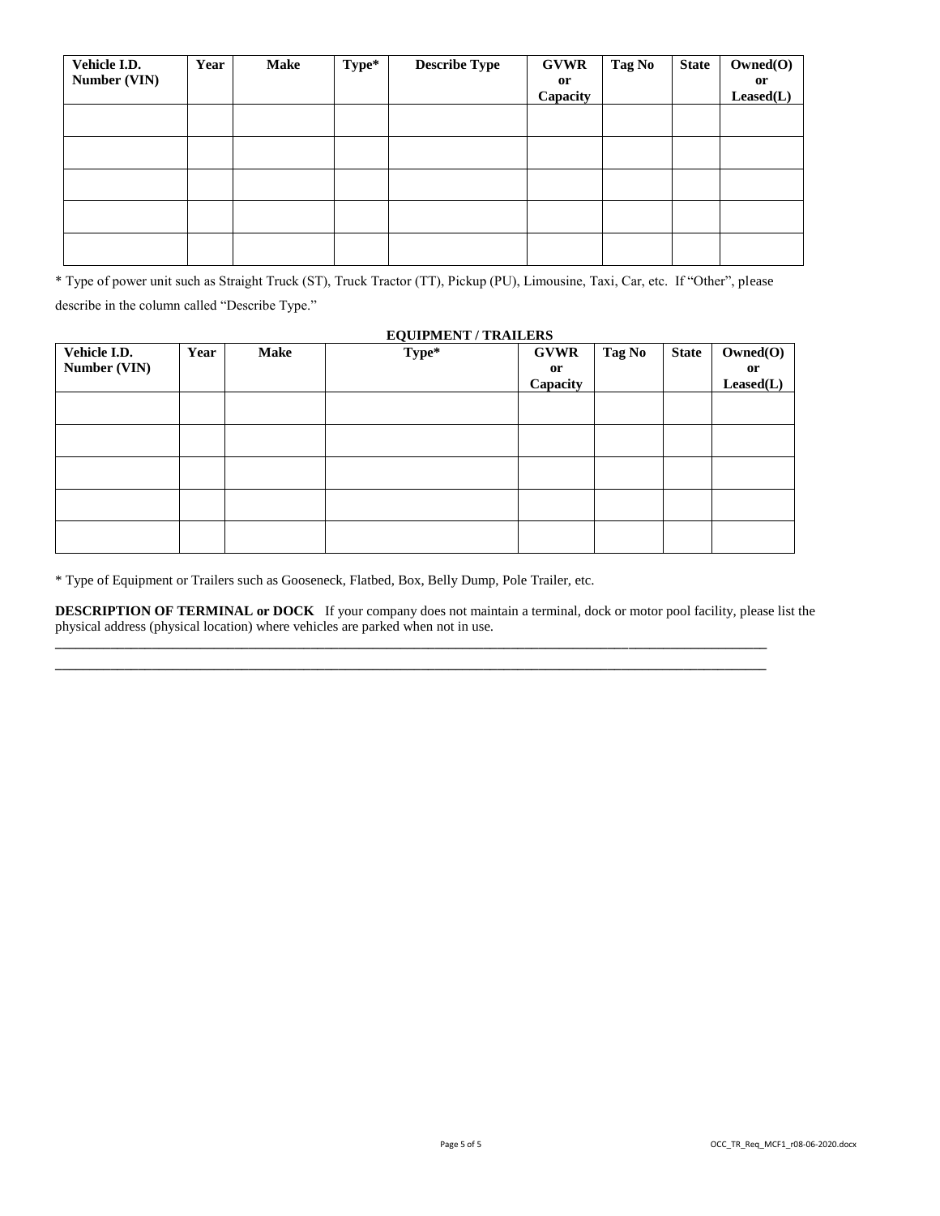| Vehicle I.D. Number (VIN) | Year | Make | Type* | Describe Type | GVWR or Capacity | Tag No | State | Owned(O) or Leased(L) |
|---|---|---|---|---|---|---|---|---|
| | | | | | | | | |
| | | | | | | | | |
| | | | | | | | | |
| | | | | | | | | |
| | | | | | | | | |

* Type of power unit such as Straight Truck (ST), Truck Tractor (TT), Pickup (PU), Limousine, Taxi, Car, etc. If "Other", please describe in the column called "Describe Type."

**EQUIPMENT / TRAILERS**

| Vehicle I.D. Number (VIN) | Year | Make | Type* | GVWR or Capacity | Tag No | State | Owned(O) or Leased(L) |
|---|---|---|---|---|---|---|---|
| | | | | | | | |
| | | | | | | | |
| | | | | | | | |
| | | | | | | | |
| | | | | | | | |

* Type of Equipment or Trailers such as Gooseneck, Flatbed, Box, Belly Dump, Pole Trailer, etc.

**DESCRIPTION OF TERMINAL or DOCK** If your company does not maintain a terminal, dock or motor pool facility, please list the physical address (physical location) where vehicles are parked when not in use.

\_\_\_\_\_\_\_\_\_\_\_\_\_\_\_\_\_\_\_\_\_\_\_\_\_\_\_\_\_\_\_\_\_\_\_\_\_\_\_\_\_\_\_\_\_\_\_\_\_\_\_\_\_\_\_\_\_\_\_\_\_\_\_\_\_\_\_\_\_\_\_\_\_\_\_\_\_\_

\_\_\_\_\_\_\_\_\_\_\_\_\_\_\_\_\_\_\_\_\_\_\_\_\_\_\_\_\_\_\_\_\_\_\_\_\_\_\_\_\_\_\_\_\_\_\_\_\_\_\_\_\_\_\_\_\_\_\_\_\_\_\_\_\_\_\_\_\_\_\_\_\_\_\_\_\_\_